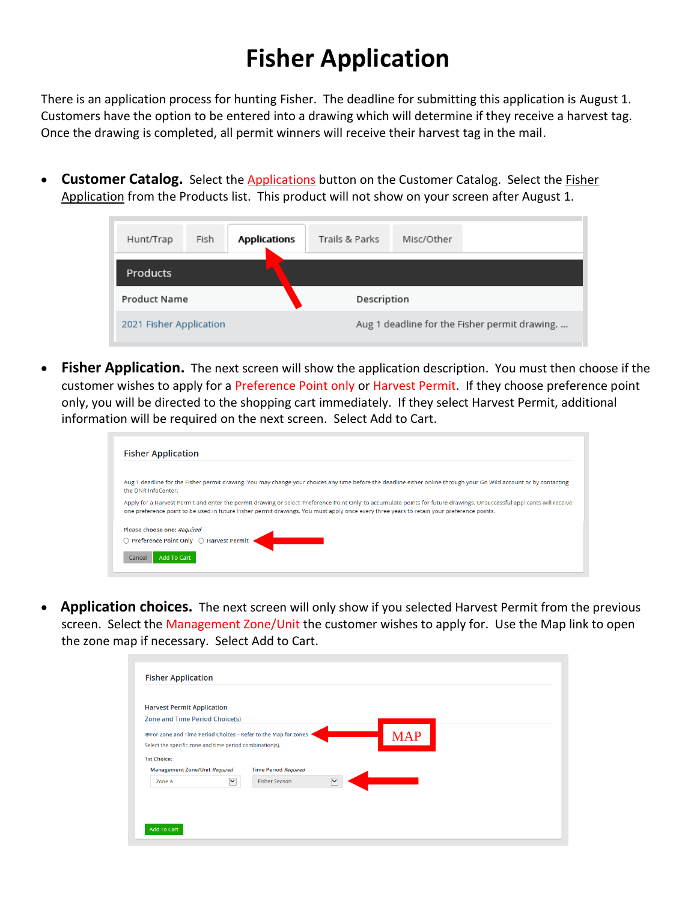# Fisher Application

There is an application process for hunting Fisher. The deadline for submitting this application is August 1. Customers have the option to be entered into a drawing which will determine if they receive a harvest tag. Once the drawing is completed, all permit winners will receive their harvest tag in the mail.

- **Customer Catalog.** Select the Applications button on the Customer Catalog. Select the Fisher Application from the Products list. This product will not show on your screen after August 1.

- **Fisher Application.** The next screen will show the application description. You must then choose if the customer wishes to apply for a Preference Point only or Harvest Permit. If they choose preference point only, you will be directed to the shopping cart immediately. If they select Harvest Permit, additional information will be required on the next screen. Select Add to Cart.

- **Application choices.** The next screen will only show if you selected Harvest Permit from the previous screen. Select the Management Zone/Unit the customer wishes to apply for. Use the Map link to open the zone map if necessary. Select Add to Cart.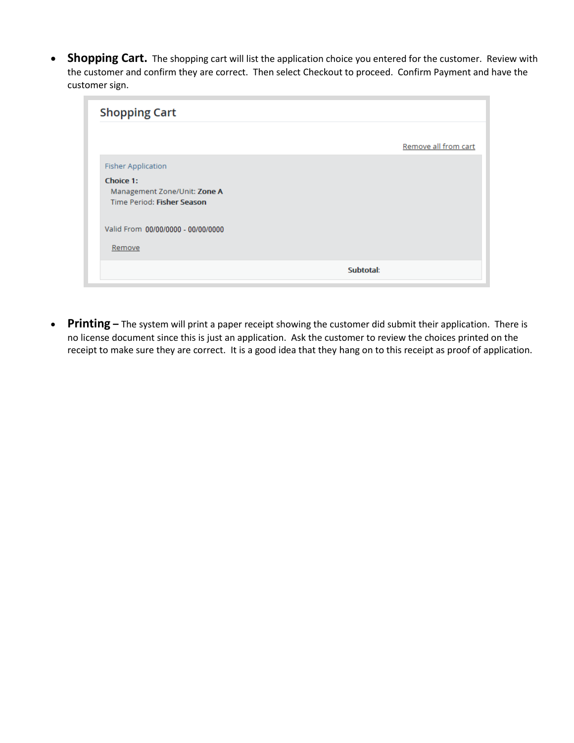- **Shopping Cart.** The shopping cart will list the application choice you entered for the customer. Review with the customer and confirm they are correct. Then select Checkout to proceed. Confirm Payment and have the customer sign.

Shopping Cart

Remove all from cart

Fisher Application

**Choice 1:**
Management Zone/Unit: **Zone A**
Time Period: **Fisher Season**

Valid From 00/00/0000 - 00/00/0000

Remove

**Subtotal:**

- **Printing –** The system will print a paper receipt showing the customer did submit their application. There is no license document since this is just an application. Ask the customer to review the choices printed on the receipt to make sure they are correct. It is a good idea that they hang on to this receipt as proof of application.